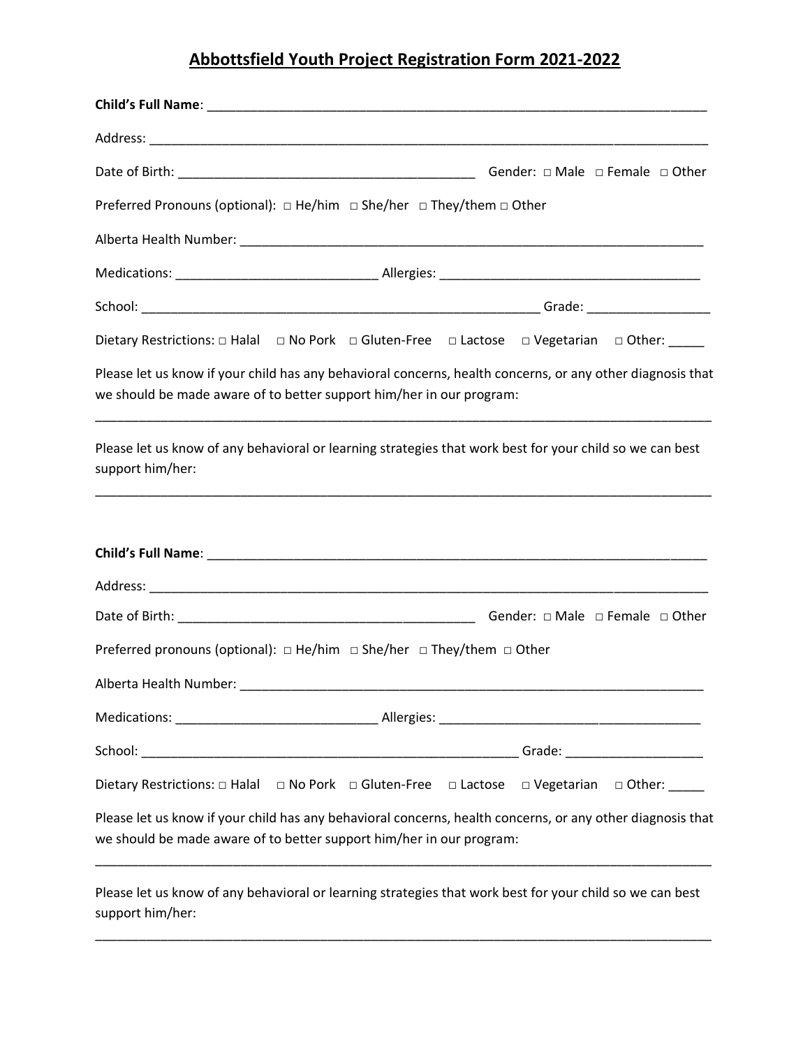# Abbottsfield Youth Project Registration Form 2021-2022

**Child's Full Name**: ___________________________________________________________________________

Address: _______________________________________________________________________________

Date of Birth: ___________________________________________ Gender: □ Male □ Female □ Other

Preferred Pronouns (optional): □ He/him □ She/her □ They/them □ Other

Alberta Health Number: _____________________________________________________________________

Medications: ____________________________ Allergies: _____________________________________

School: __________________________________________________________ Grade: _________________

Dietary Restrictions: □ Halal □ No Pork □ Gluten-Free □ Lactose □ Vegetarian □ Other: _____

Please let us know if your child has any behavioral concerns, health concerns, or any other diagnosis that we should be made aware of to better support him/her in our program:

_________________________________________________________________________________________

Please let us know of any behavioral or learning strategies that work best for your child so we can best support him/her:

_________________________________________________________________________________________

**Child's Full Name**: ___________________________________________________________________________

Address: _______________________________________________________________________________

Date of Birth: ___________________________________________ Gender: □ Male □ Female □ Other

Preferred pronouns (optional): □ He/him □ She/her □ They/them □ Other

Alberta Health Number: _____________________________________________________________________

Medications: ____________________________ Allergies: _____________________________________

School: _______________________________________________________ Grade: ___________________

Dietary Restrictions: □ Halal □ No Pork □ Gluten-Free □ Lactose □ Vegetarian □ Other: _____

Please let us know if your child has any behavioral concerns, health concerns, or any other diagnosis that we should be made aware of to better support him/her in our program:

_________________________________________________________________________________________

Please let us know of any behavioral or learning strategies that work best for your child so we can best support him/her:

_________________________________________________________________________________________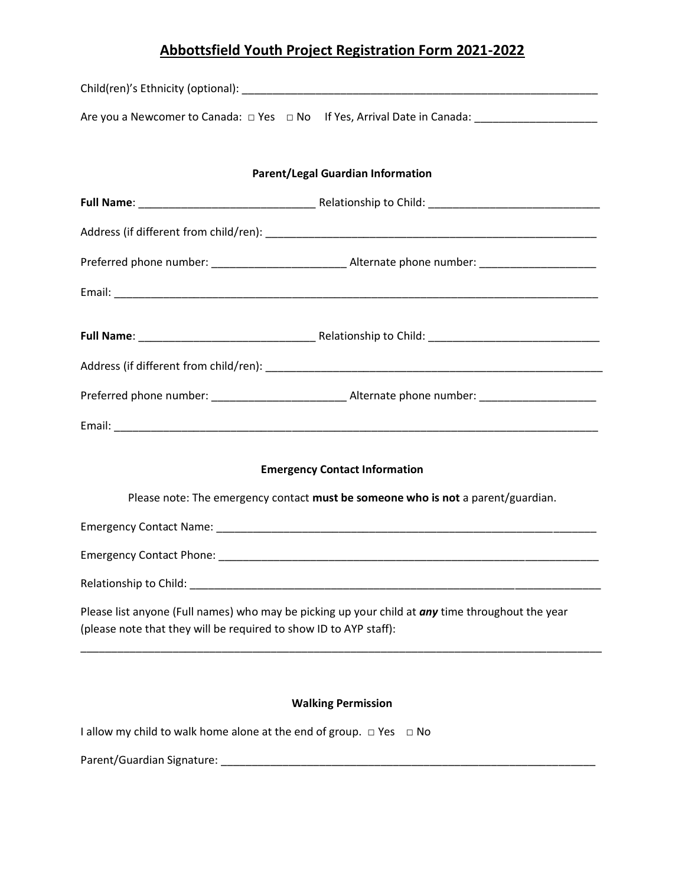# Abbottsfield Youth Project Registration Form 2021-2022

Child(ren)'s Ethnicity (optional): ____________________________________________________________

Are you a Newcomer to Canada: □ Yes □ No If Yes, Arrival Date in Canada: ____________________

### Parent/Legal Guardian Information

**Full Name**: _____________________________ Relationship to Child: ____________________________

Address (if different from child/ren): ________________________________________________________

Preferred phone number: ______________________ Alternate phone number: ___________________

Email: _______________________________________________________________________________

**Full Name**: _____________________________ Relationship to Child: ____________________________

Address (if different from child/ren): _________________________________________________________

Preferred phone number: ______________________ Alternate phone number: ___________________

Email: _______________________________________________________________________________

### Emergency Contact Information

Please note: The emergency contact **must be someone who is not** a parent/guardian.

Emergency Contact Name: _______________________________________________________________

Emergency Contact Phone: _______________________________________________________________

Relationship to Child: _____________________________________________________________________

Please list anyone (Full names) who may be picking up your child at ***any*** time throughout the year (please note that they will be required to show ID to AYP staff):

_________________________________________________________________________________________

### Walking Permission

I allow my child to walk home alone at the end of group. □ Yes □ No

Parent/Guardian Signature: _______________________________________________________________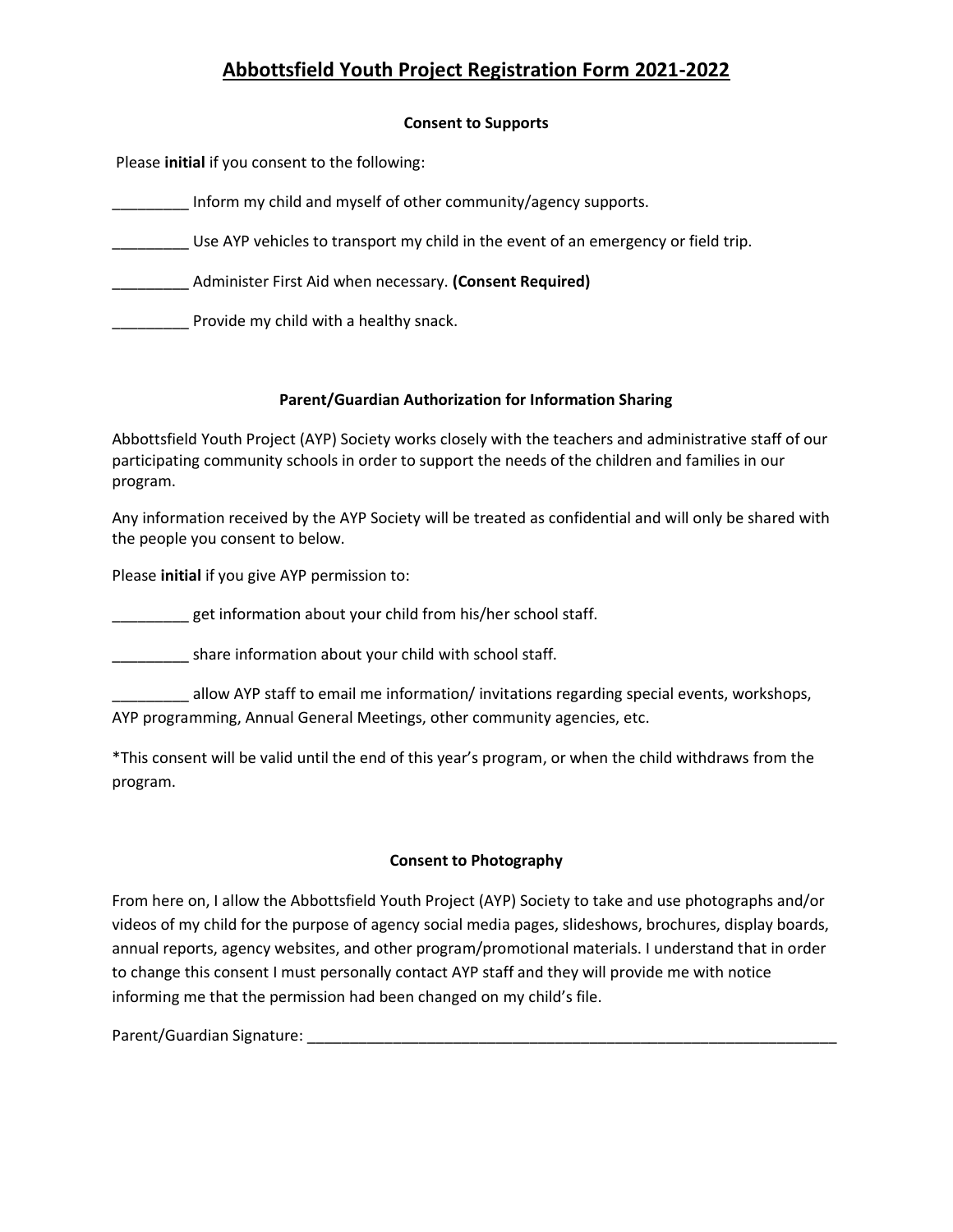# Abbottsfield Youth Project Registration Form 2021-2022

### Consent to Supports

Please **initial** if you consent to the following:

_________ Inform my child and myself of other community/agency supports.

_________ Use AYP vehicles to transport my child in the event of an emergency or field trip.

_________ Administer First Aid when necessary. **(Consent Required)**

_________ Provide my child with a healthy snack.

### Parent/Guardian Authorization for Information Sharing

Abbottsfield Youth Project (AYP) Society works closely with the teachers and administrative staff of our participating community schools in order to support the needs of the children and families in our program.

Any information received by the AYP Society will be treated as confidential and will only be shared with the people you consent to below.

Please **initial** if you give AYP permission to:

_________ get information about your child from his/her school staff.

_________ share information about your child with school staff.

_________ allow AYP staff to email me information/ invitations regarding special events, workshops, AYP programming, Annual General Meetings, other community agencies, etc.

*This consent will be valid until the end of this year's program, or when the child withdraws from the program.

### Consent to Photography

From here on, I allow the Abbottsfield Youth Project (AYP) Society to take and use photographs and/or videos of my child for the purpose of agency social media pages, slideshows, brochures, display boards, annual reports, agency websites, and other program/promotional materials. I understand that in order to change this consent I must personally contact AYP staff and they will provide me with notice informing me that the permission had been changed on my child's file.

Parent/Guardian Signature: ________________________________________________________________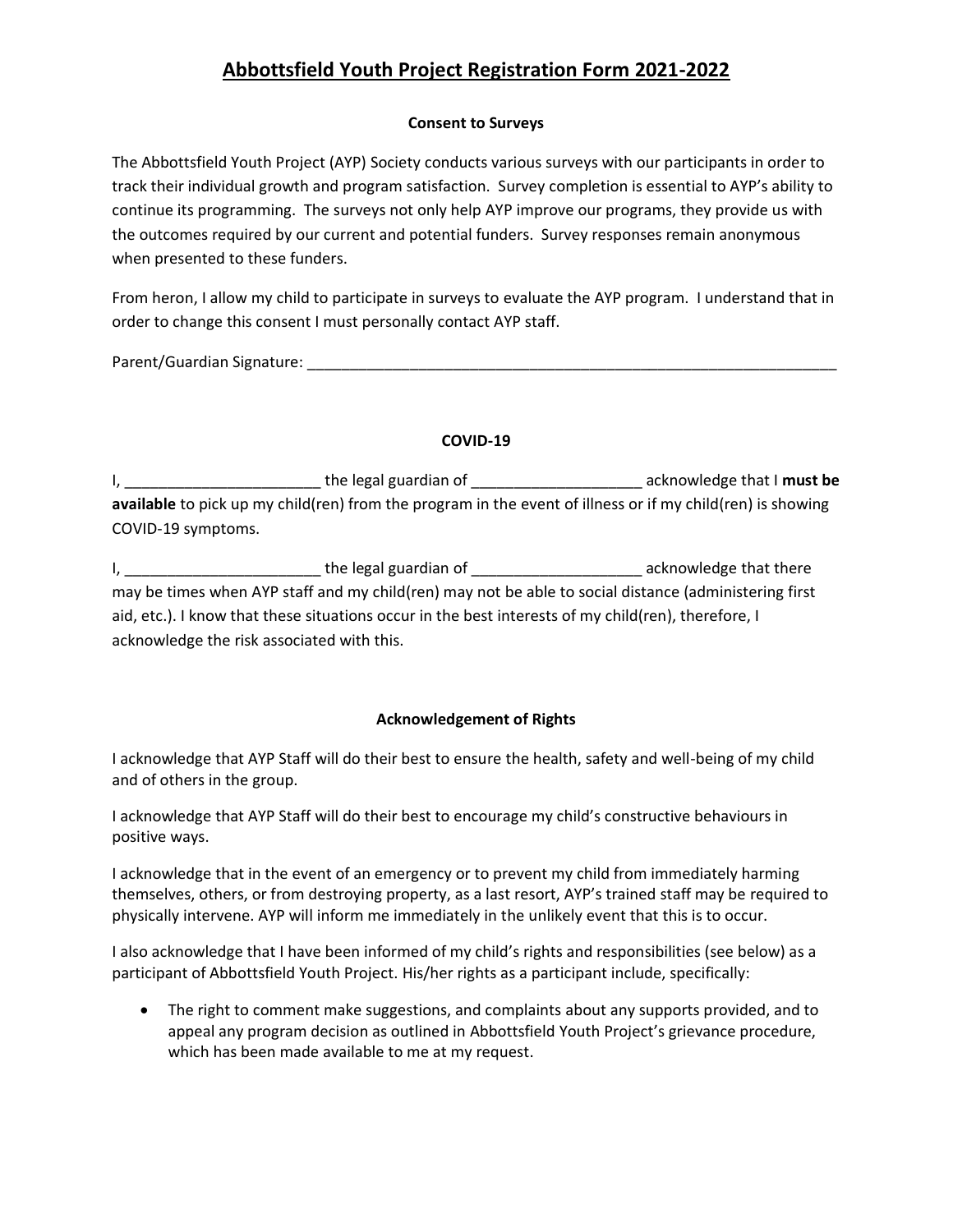# Abbottsfield Youth Project Registration Form 2021-2022

**Consent to Surveys**

The Abbottsfield Youth Project (AYP) Society conducts various surveys with our participants in order to track their individual growth and program satisfaction. Survey completion is essential to AYP's ability to continue its programming. The surveys not only help AYP improve our programs, they provide us with the outcomes required by our current and potential funders. Survey responses remain anonymous when presented to these funders.

From heron, I allow my child to participate in surveys to evaluate the AYP program. I understand that in order to change this consent I must personally contact AYP staff.

Parent/Guardian Signature: _________________________________________________________________

**COVID-19**

I, _______________________ the legal guardian of ____________________ acknowledge that I **must be available** to pick up my child(ren) from the program in the event of illness or if my child(ren) is showing COVID-19 symptoms.

I, _______________________ the legal guardian of ____________________ acknowledge that there may be times when AYP staff and my child(ren) may not be able to social distance (administering first aid, etc.). I know that these situations occur in the best interests of my child(ren), therefore, I acknowledge the risk associated with this.

**Acknowledgement of Rights**

I acknowledge that AYP Staff will do their best to ensure the health, safety and well-being of my child and of others in the group.

I acknowledge that AYP Staff will do their best to encourage my child's constructive behaviours in positive ways.

I acknowledge that in the event of an emergency or to prevent my child from immediately harming themselves, others, or from destroying property, as a last resort, AYP's trained staff may be required to physically intervene. AYP will inform me immediately in the unlikely event that this is to occur.

I also acknowledge that I have been informed of my child's rights and responsibilities (see below) as a participant of Abbottsfield Youth Project. His/her rights as a participant include, specifically:

- The right to comment make suggestions, and complaints about any supports provided, and to appeal any program decision as outlined in Abbottsfield Youth Project's grievance procedure, which has been made available to me at my request.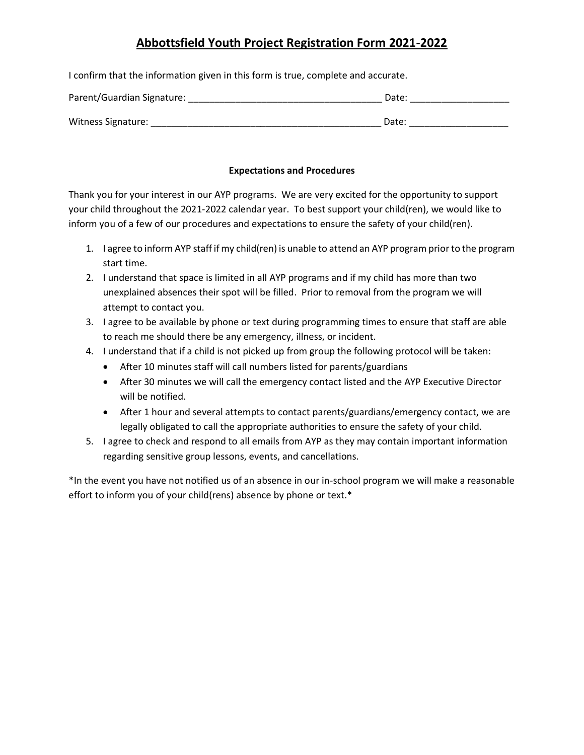# Abbottsfield Youth Project Registration Form 2021-2022

I confirm that the information given in this form is true, complete and accurate.

Parent/Guardian Signature: _____________________________________ Date: ___________________

Witness Signature: ____________________________________________ Date: ___________________

**Expectations and Procedures**

Thank you for your interest in our AYP programs. We are very excited for the opportunity to support your child throughout the 2021-2022 calendar year. To best support your child(ren), we would like to inform you of a few of our procedures and expectations to ensure the safety of your child(ren).

1. I agree to inform AYP staff if my child(ren) is unable to attend an AYP program prior to the program start time.
2. I understand that space is limited in all AYP programs and if my child has more than two unexplained absences their spot will be filled. Prior to removal from the program we will attempt to contact you.
3. I agree to be available by phone or text during programming times to ensure that staff are able to reach me should there be any emergency, illness, or incident.
4. I understand that if a child is not picked up from group the following protocol will be taken:
   - After 10 minutes staff will call numbers listed for parents/guardians
   - After 30 minutes we will call the emergency contact listed and the AYP Executive Director will be notified.
   - After 1 hour and several attempts to contact parents/guardians/emergency contact, we are legally obligated to call the appropriate authorities to ensure the safety of your child.
5. I agree to check and respond to all emails from AYP as they may contain important information regarding sensitive group lessons, events, and cancellations.

*In the event you have not notified us of an absence in our in-school program we will make a reasonable effort to inform you of your child(rens) absence by phone or text.*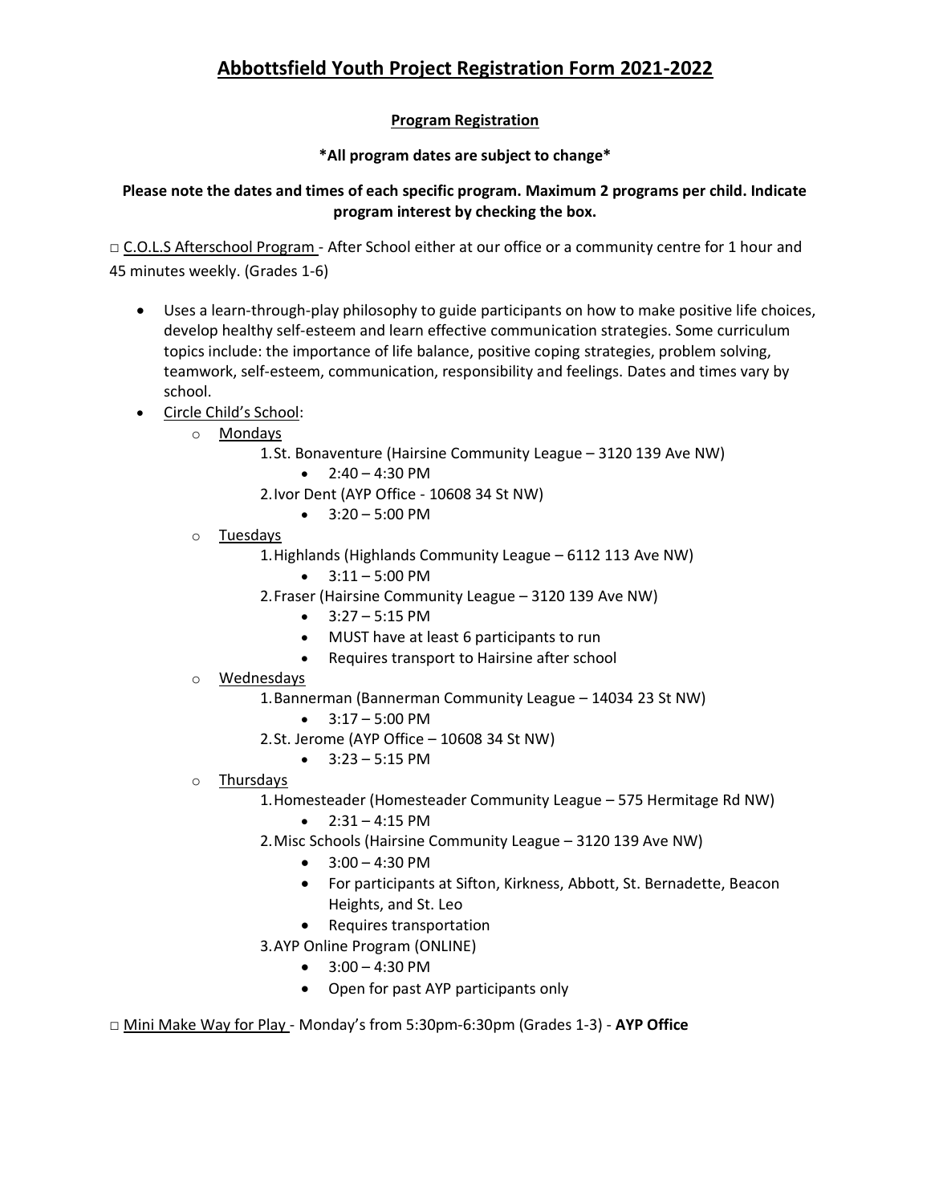# Abbottsfield Youth Project Registration Form 2021-2022

**Program Registration**

**\*All program dates are subject to change\***

**Please note the dates and times of each specific program. Maximum 2 programs per child. Indicate program interest by checking the box.**

□ C.O.L.S Afterschool Program - After School either at our office or a community centre for 1 hour and 45 minutes weekly. (Grades 1-6)

- Uses a learn-through-play philosophy to guide participants on how to make positive life choices, develop healthy self-esteem and learn effective communication strategies. Some curriculum topics include: the importance of life balance, positive coping strategies, problem solving, teamwork, self-esteem, communication, responsibility and feelings. Dates and times vary by school.
- Circle Child's School:
  - Mondays
    1. St. Bonaventure (Hairsine Community League – 3120 139 Ave NW)
       - 2:40 – 4:30 PM
    2. Ivor Dent (AYP Office - 10608 34 St NW)
       - 3:20 – 5:00 PM
  - Tuesdays
    1. Highlands (Highlands Community League – 6112 113 Ave NW)
       - 3:11 – 5:00 PM
    2. Fraser (Hairsine Community League – 3120 139 Ave NW)
       - 3:27 – 5:15 PM
       - MUST have at least 6 participants to run
       - Requires transport to Hairsine after school
  - Wednesdays
    1. Bannerman (Bannerman Community League – 14034 23 St NW)
       - 3:17 – 5:00 PM
    2. St. Jerome (AYP Office – 10608 34 St NW)
       - 3:23 – 5:15 PM
  - Thursdays
    1. Homesteader (Homesteader Community League – 575 Hermitage Rd NW)
       - 2:31 – 4:15 PM
    2. Misc Schools (Hairsine Community League – 3120 139 Ave NW)
       - 3:00 – 4:30 PM
       - For participants at Sifton, Kirkness, Abbott, St. Bernadette, Beacon Heights, and St. Leo
       - Requires transportation
    3. AYP Online Program (ONLINE)
       - 3:00 – 4:30 PM
       - Open for past AYP participants only

□ Mini Make Way for Play - Monday's from 5:30pm-6:30pm (Grades 1-3) - **AYP Office**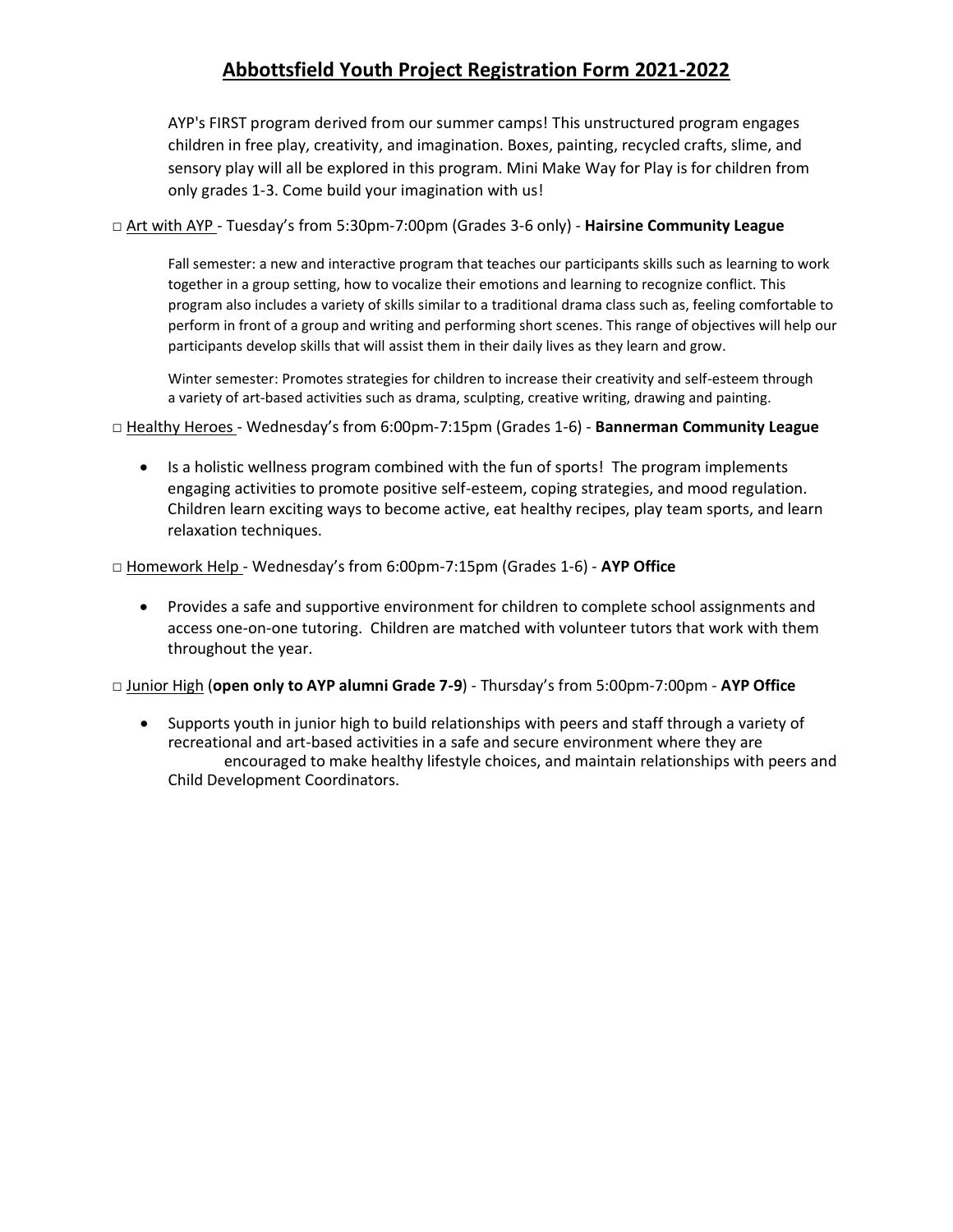## Abbottsfield Youth Project Registration Form 2021-2022

AYP's FIRST program derived from our summer camps! This unstructured program engages children in free play, creativity, and imagination. Boxes, painting, recycled crafts, slime, and sensory play will all be explored in this program. Mini Make Way for Play is for children from only grades 1-3. Come build your imagination with us!

□ Art with AYP - Tuesday's from 5:30pm-7:00pm (Grades 3-6 only) - **Hairsine Community League**

Fall semester: a new and interactive program that teaches our participants skills such as learning to work together in a group setting, how to vocalize their emotions and learning to recognize conflict. This program also includes a variety of skills similar to a traditional drama class such as, feeling comfortable to perform in front of a group and writing and performing short scenes. This range of objectives will help our participants develop skills that will assist them in their daily lives as they learn and grow.

Winter semester: Promotes strategies for children to increase their creativity and self-esteem through a variety of art-based activities such as drama, sculpting, creative writing, drawing and painting.

□ Healthy Heroes - Wednesday's from 6:00pm-7:15pm (Grades 1-6) - **Bannerman Community League**

- Is a holistic wellness program combined with the fun of sports! The program implements engaging activities to promote positive self-esteem, coping strategies, and mood regulation. Children learn exciting ways to become active, eat healthy recipes, play team sports, and learn relaxation techniques.

□ Homework Help - Wednesday's from 6:00pm-7:15pm (Grades 1-6) - **AYP Office**

- Provides a safe and supportive environment for children to complete school assignments and access one-on-one tutoring. Children are matched with volunteer tutors that work with them throughout the year.

□ Junior High (**open only to AYP alumni Grade 7-9**) - Thursday's from 5:00pm-7:00pm - **AYP Office**

- Supports youth in junior high to build relationships with peers and staff through a variety of recreational and art-based activities in a safe and secure environment where they are encouraged to make healthy lifestyle choices, and maintain relationships with peers and Child Development Coordinators.